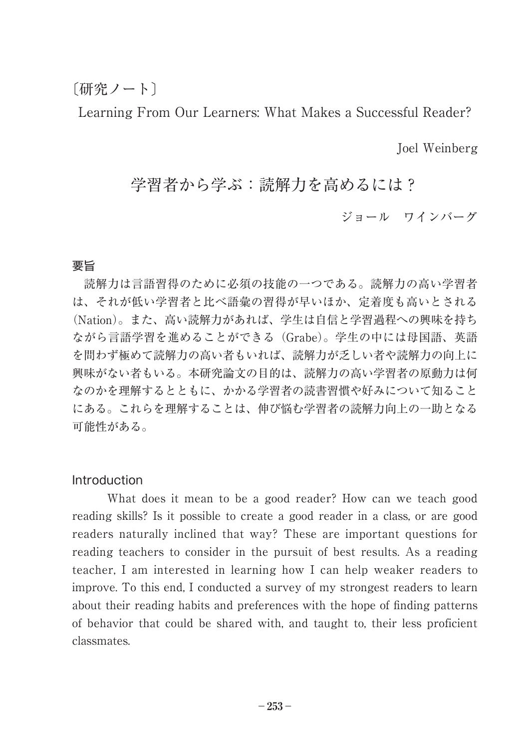〔研究ノート〕

# Learning From Our Learners: What Makes a Successful Reader?

Joel Weinberg

# 学習者から学ぶ：読解力を高めるには？

ジョール　ワインバーグ

## 要旨

読解力は言語習得のために必須の技能の一つである。読解力の高い学習者は、それが低い学習者と比べ語彙の習得が早いほか、定着度も高いとされる(Nation)。また、高い読解力があれば、学生は自信と学習過程への興味を持ちながら言語学習を進めることができる（Grabe)。学生の中には母国語、英語を問わず極めて読解力の高い者もいれば、読解力が乏しい者や読解力の向上に興味がない者もいる。本研究論文の目的は、読解力の高い学習者の原動力は何なのかを理解するとともに、かかる学習者の読書習慣や好みについて知ることにある。これらを理解することは、伸び悩む学習者の読解力向上の一助となる可能性がある。

## Introduction

What does it mean to be a good reader? How can we teach good reading skills? Is it possible to create a good reader in a class, or are good readers naturally inclined that way? These are important questions for reading teachers to consider in the pursuit of best results. As a reading teacher, I am interested in learning how I can help weaker readers to improve. To this end, I conducted a survey of my strongest readers to learn about their reading habits and preferences with the hope of finding patterns of behavior that could be shared with, and taught to, their less proficient classmates.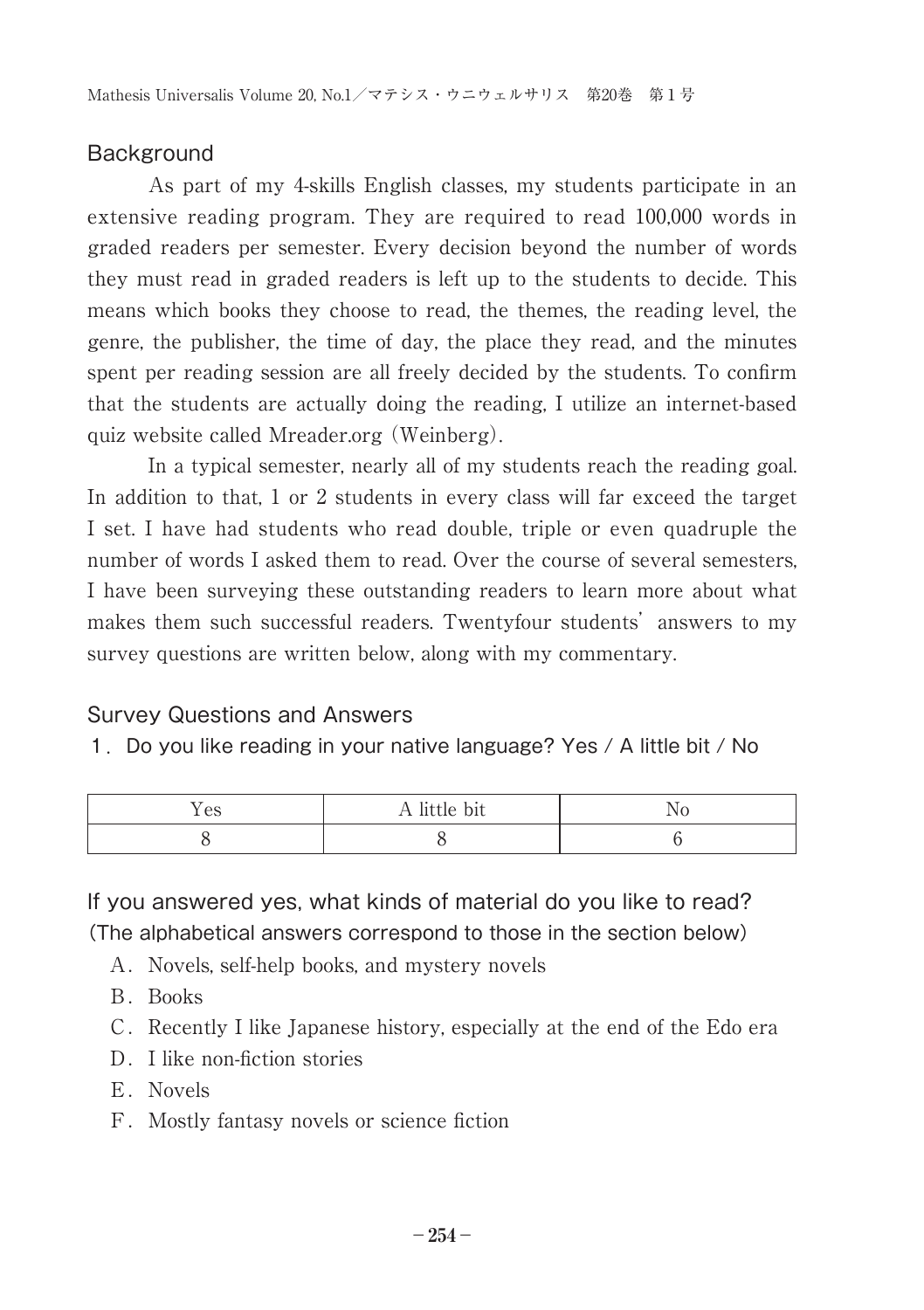## Background

As part of my 4-skills English classes, my students participate in an extensive reading program. They are required to read 100,000 words in graded readers per semester. Every decision beyond the number of words they must read in graded readers is left up to the students to decide. This means which books they choose to read, the themes, the reading level, the genre, the publisher, the time of day, the place they read, and the minutes spent per reading session are all freely decided by the students. To confirm that the students are actually doing the reading, I utilize an internet-based quiz website called Mreader.org (Weinberg).

In a typical semester, nearly all of my students reach the reading goal. In addition to that, 1 or 2 students in every class will far exceed the target I set. I have had students who read double, triple or even quadruple the number of words I asked them to read. Over the course of several semesters, I have been surveying these outstanding readers to learn more about what makes them such successful readers. Twentyfour students' answers to my survey questions are written below, along with my commentary.

## Survey Questions and Answers

### 1. Do you like reading in your native language? Yes / A little bit / No

| Yes | A little bit | No |
|---|---|---|
| 8 | 8 | 6 |

### If you answered yes, what kinds of material do you like to read?
(The alphabetical answers correspond to those in the section below)

A. Novels, self-help books, and mystery novels
B. Books
C. Recently I like Japanese history, especially at the end of the Edo era
D. I like non-fiction stories
E. Novels
F. Mostly fantasy novels or science fiction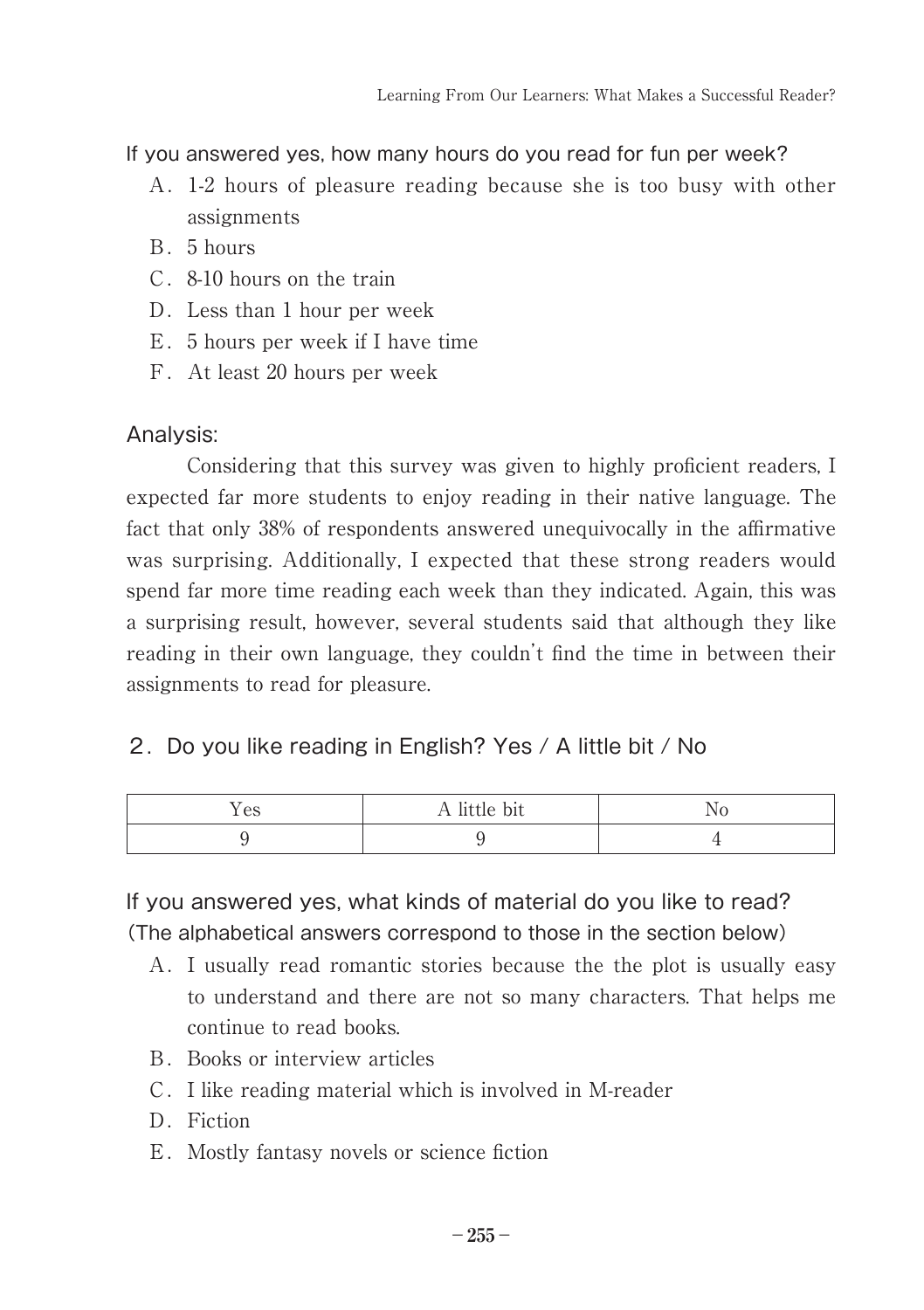If you answered yes, how many hours do you read for fun per week?

A. 1-2 hours of pleasure reading because she is too busy with other assignments
B. 5 hours
C. 8-10 hours on the train
D. Less than 1 hour per week
E. 5 hours per week if I have time
F. At least 20 hours per week

Analysis:

Considering that this survey was given to highly proficient readers, I expected far more students to enjoy reading in their native language. The fact that only 38% of respondents answered unequivocally in the affirmative was surprising. Additionally, I expected that these strong readers would spend far more time reading each week than they indicated. Again, this was a surprising result, however, several students said that although they like reading in their own language, they couldn't find the time in between their assignments to read for pleasure.

## 2. Do you like reading in English? Yes / A little bit / No

| Yes | A little bit | No |
|---|---|---|
| 9 | 9 | 4 |

If you answered yes, what kinds of material do you like to read?
(The alphabetical answers correspond to those in the section below)

A. I usually read romantic stories because the the plot is usually easy to understand and there are not so many characters. That helps me continue to read books.
B. Books or interview articles
C. I like reading material which is involved in M-reader
D. Fiction
E. Mostly fantasy novels or science fiction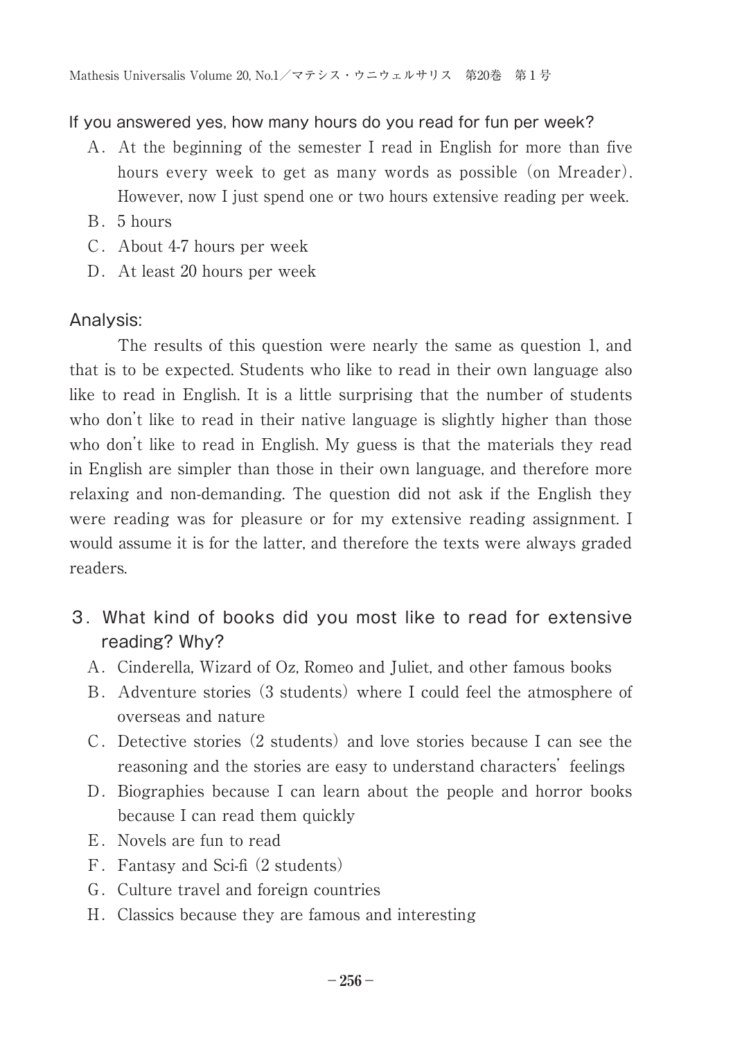If you answered yes, how many hours do you read for fun per week?

A. At the beginning of the semester I read in English for more than five hours every week to get as many words as possible (on Mreader). However, now I just spend one or two hours extensive reading per week.
B. 5 hours
C. About 4-7 hours per week
D. At least 20 hours per week

Analysis:

The results of this question were nearly the same as question 1, and that is to be expected. Students who like to read in their own language also like to read in English. It is a little surprising that the number of students who don't like to read in their native language is slightly higher than those who don't like to read in English. My guess is that the materials they read in English are simpler than those in their own language, and therefore more relaxing and non-demanding. The question did not ask if the English they were reading was for pleasure or for my extensive reading assignment. I would assume it is for the latter, and therefore the texts were always graded readers.

## 3. What kind of books did you most like to read for extensive reading? Why?

A. Cinderella, Wizard of Oz, Romeo and Juliet, and other famous books
B. Adventure stories (3 students) where I could feel the atmosphere of overseas and nature
C. Detective stories (2 students) and love stories because I can see the reasoning and the stories are easy to understand characters' feelings
D. Biographies because I can learn about the people and horror books because I can read them quickly
E. Novels are fun to read
F. Fantasy and Sci-fi (2 students)
G. Culture travel and foreign countries
H. Classics because they are famous and interesting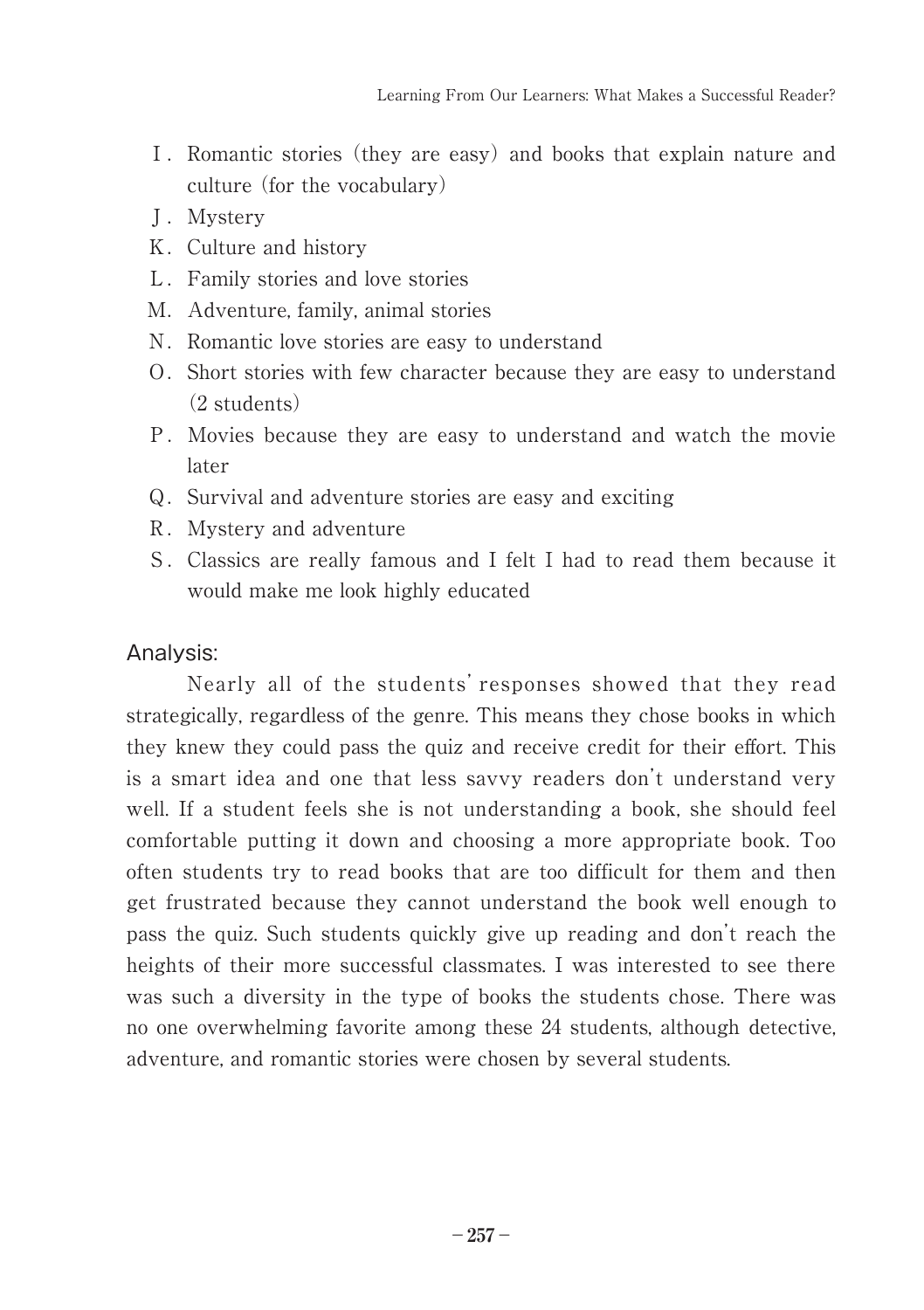I. Romantic stories (they are easy) and books that explain nature and culture (for the vocabulary)
J. Mystery
K. Culture and history
L. Family stories and love stories
M. Adventure, family, animal stories
N. Romantic love stories are easy to understand
O. Short stories with few character because they are easy to understand (2 students)
P. Movies because they are easy to understand and watch the movie later
Q. Survival and adventure stories are easy and exciting
R. Mystery and adventure
S. Classics are really famous and I felt I had to read them because it would make me look highly educated

### Analysis:

Nearly all of the students' responses showed that they read strategically, regardless of the genre. This means they chose books in which they knew they could pass the quiz and receive credit for their effort. This is a smart idea and one that less savvy readers don't understand very well. If a student feels she is not understanding a book, she should feel comfortable putting it down and choosing a more appropriate book. Too often students try to read books that are too difficult for them and then get frustrated because they cannot understand the book well enough to pass the quiz. Such students quickly give up reading and don't reach the heights of their more successful classmates. I was interested to see there was such a diversity in the type of books the students chose. There was no one overwhelming favorite among these 24 students, although detective, adventure, and romantic stories were chosen by several students.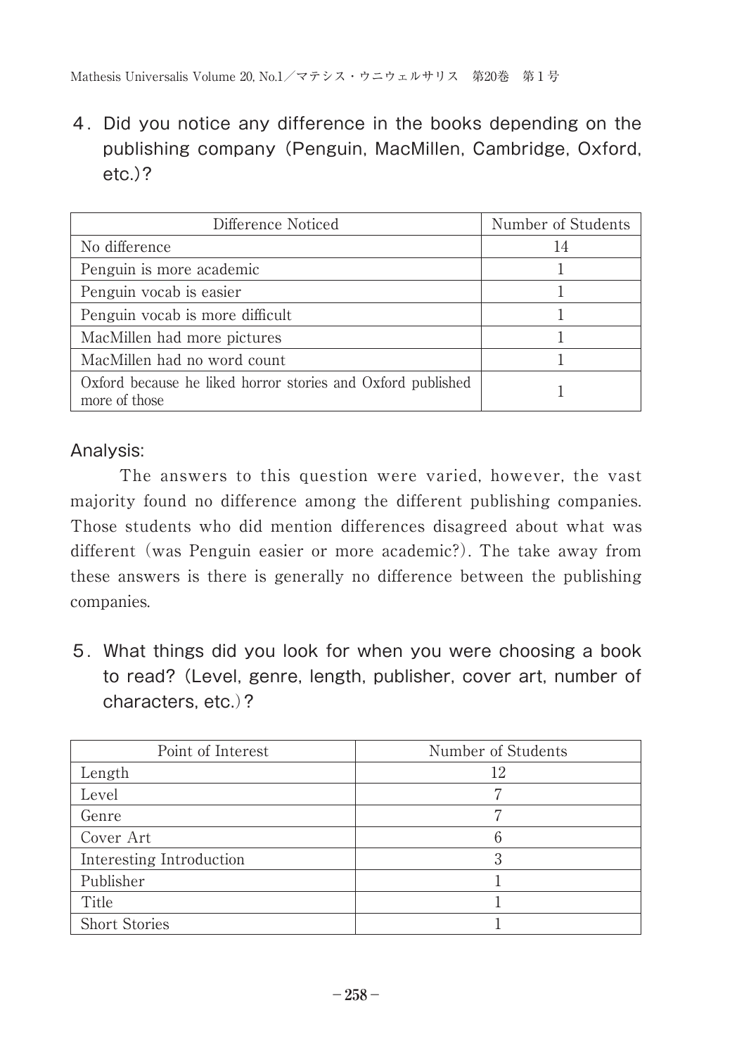## 4. Did you notice any difference in the books depending on the publishing company (Penguin, MacMillen, Cambridge, Oxford, etc.)?

| Difference Noticed | Number of Students |
|---|---|
| No difference | 14 |
| Penguin is more academic | 1 |
| Penguin vocab is easier | 1 |
| Penguin vocab is more difficult | 1 |
| MacMillen had more pictures | 1 |
| MacMillen had no word count | 1 |
| Oxford because he liked horror stories and Oxford published more of those | 1 |

### Analysis:

The answers to this question were varied, however, the vast majority found no difference among the different publishing companies. Those students who did mention differences disagreed about what was different (was Penguin easier or more academic?). The take away from these answers is there is generally no difference between the publishing companies.

## 5. What things did you look for when you were choosing a book to read? (Level, genre, length, publisher, cover art, number of characters, etc.)?

| Point of Interest | Number of Students |
|---|---|
| Length | 12 |
| Level | 7 |
| Genre | 7 |
| Cover Art | 6 |
| Interesting Introduction | 3 |
| Publisher | 1 |
| Title | 1 |
| Short Stories | 1 |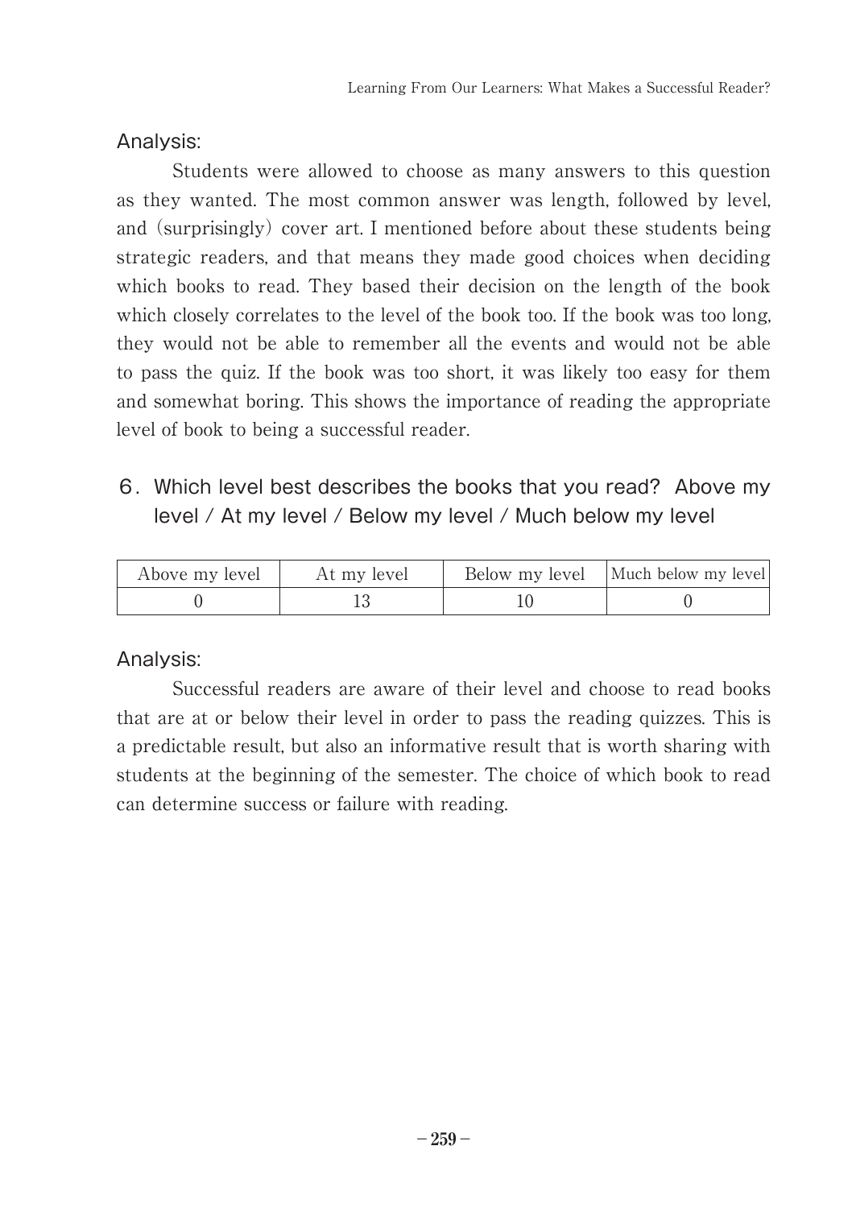Analysis:

Students were allowed to choose as many answers to this question as they wanted. The most common answer was length, followed by level, and (surprisingly) cover art. I mentioned before about these students being strategic readers, and that means they made good choices when deciding which books to read. They based their decision on the length of the book which closely correlates to the level of the book too. If the book was too long, they would not be able to remember all the events and would not be able to pass the quiz. If the book was too short, it was likely too easy for them and somewhat boring. This shows the importance of reading the appropriate level of book to being a successful reader.

6. Which level best describes the books that you read? Above my level / At my level / Below my level / Much below my level

| Above my level | At my level | Below my level | Much below my level |
|---|---|---|---|
| 0 | 13 | 10 | 0 |

Analysis:

Successful readers are aware of their level and choose to read books that are at or below their level in order to pass the reading quizzes. This is a predictable result, but also an informative result that is worth sharing with students at the beginning of the semester. The choice of which book to read can determine success or failure with reading.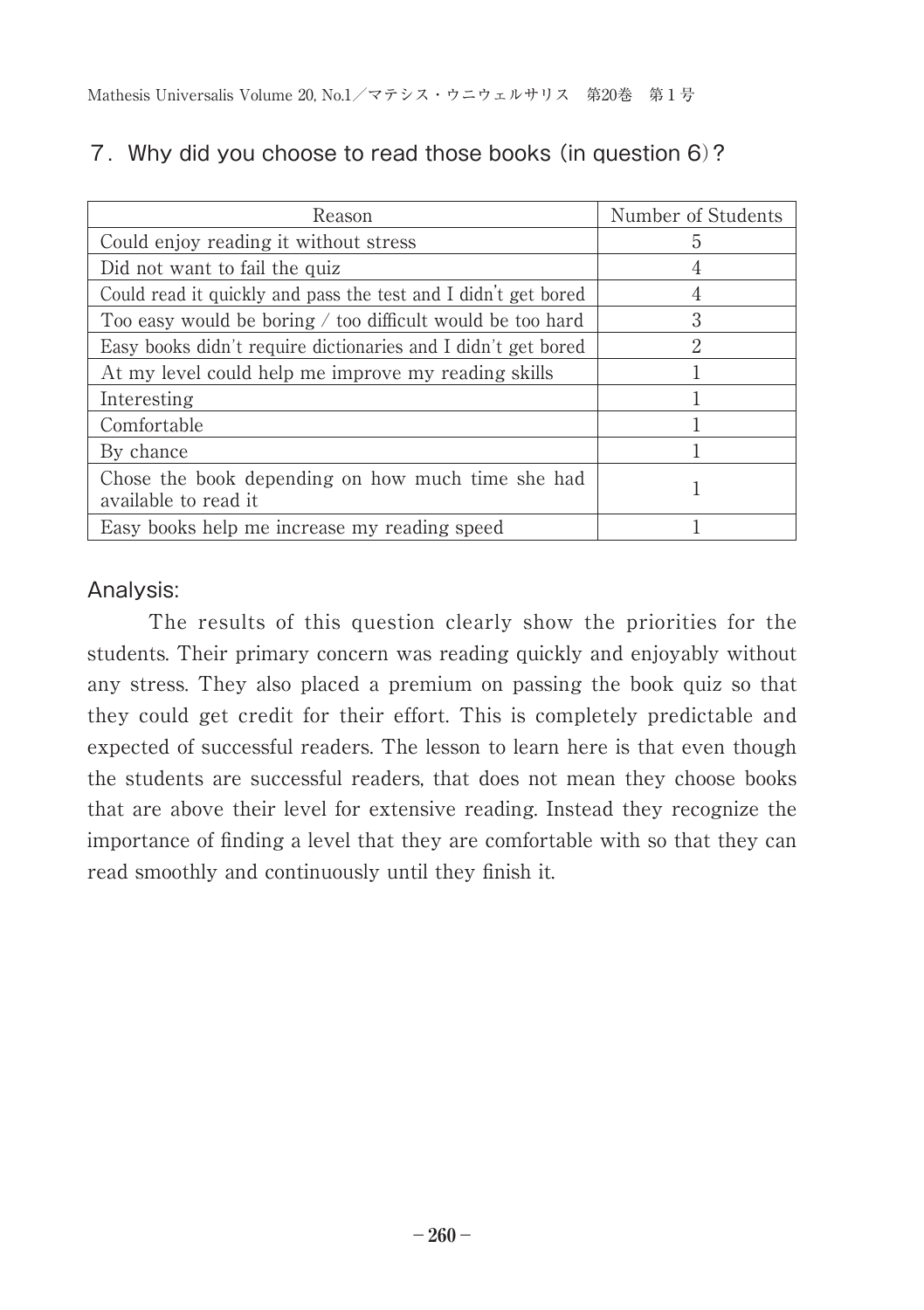## 7. Why did you choose to read those books (in question 6)?

| Reason | Number of Students |
|---|---|
| Could enjoy reading it without stress | 5 |
| Did not want to fail the quiz | 4 |
| Could read it quickly and pass the test and I didn't get bored | 4 |
| Too easy would be boring / too difficult would be too hard | 3 |
| Easy books didn't require dictionaries and I didn't get bored | 2 |
| At my level could help me improve my reading skills | 1 |
| Interesting | 1 |
| Comfortable | 1 |
| By chance | 1 |
| Chose the book depending on how much time she had available to read it | 1 |
| Easy books help me increase my reading speed | 1 |

### Analysis:

The results of this question clearly show the priorities for the students. Their primary concern was reading quickly and enjoyably without any stress. They also placed a premium on passing the book quiz so that they could get credit for their effort. This is completely predictable and expected of successful readers. The lesson to learn here is that even though the students are successful readers, that does not mean they choose books that are above their level for extensive reading. Instead they recognize the importance of finding a level that they are comfortable with so that they can read smoothly and continuously until they finish it.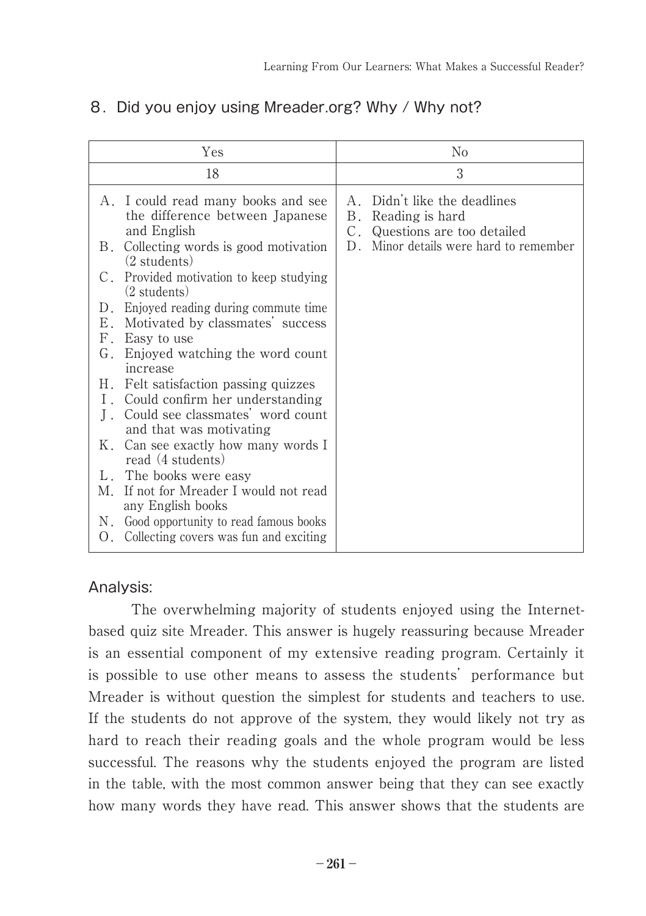## 8. Did you enjoy using Mreader.org? Why / Why not?

| Yes | No |
|---|---|
| 18 | 3 |
| A. I could read many books and see the difference between Japanese and English<br>B. Collecting words is good motivation (2 students)<br>C. Provided motivation to keep studying (2 students)<br>D. Enjoyed reading during commute time<br>E. Motivated by classmates' success<br>F. Easy to use<br>G. Enjoyed watching the word count increase<br>H. Felt satisfaction passing quizzes<br>I. Could confirm her understanding<br>J. Could see classmates' word count and that was motivating<br>K. Can see exactly how many words I read (4 students)<br>L. The books were easy<br>M. If not for Mreader I would not read any English books<br>N. Good opportunity to read famous books<br>O. Collecting covers was fun and exciting | A. Didn't like the deadlines<br>B. Reading is hard<br>C. Questions are too detailed<br>D. Minor details were hard to remember |

### Analysis:

The overwhelming majority of students enjoyed using the Internet-based quiz site Mreader. This answer is hugely reassuring because Mreader is an essential component of my extensive reading program. Certainly it is possible to use other means to assess the students' performance but Mreader is without question the simplest for students and teachers to use. If the students do not approve of the system, they would likely not try as hard to reach their reading goals and the whole program would be less successful. The reasons why the students enjoyed the program are listed in the table, with the most common answer being that they can see exactly how many words they have read. This answer shows that the students are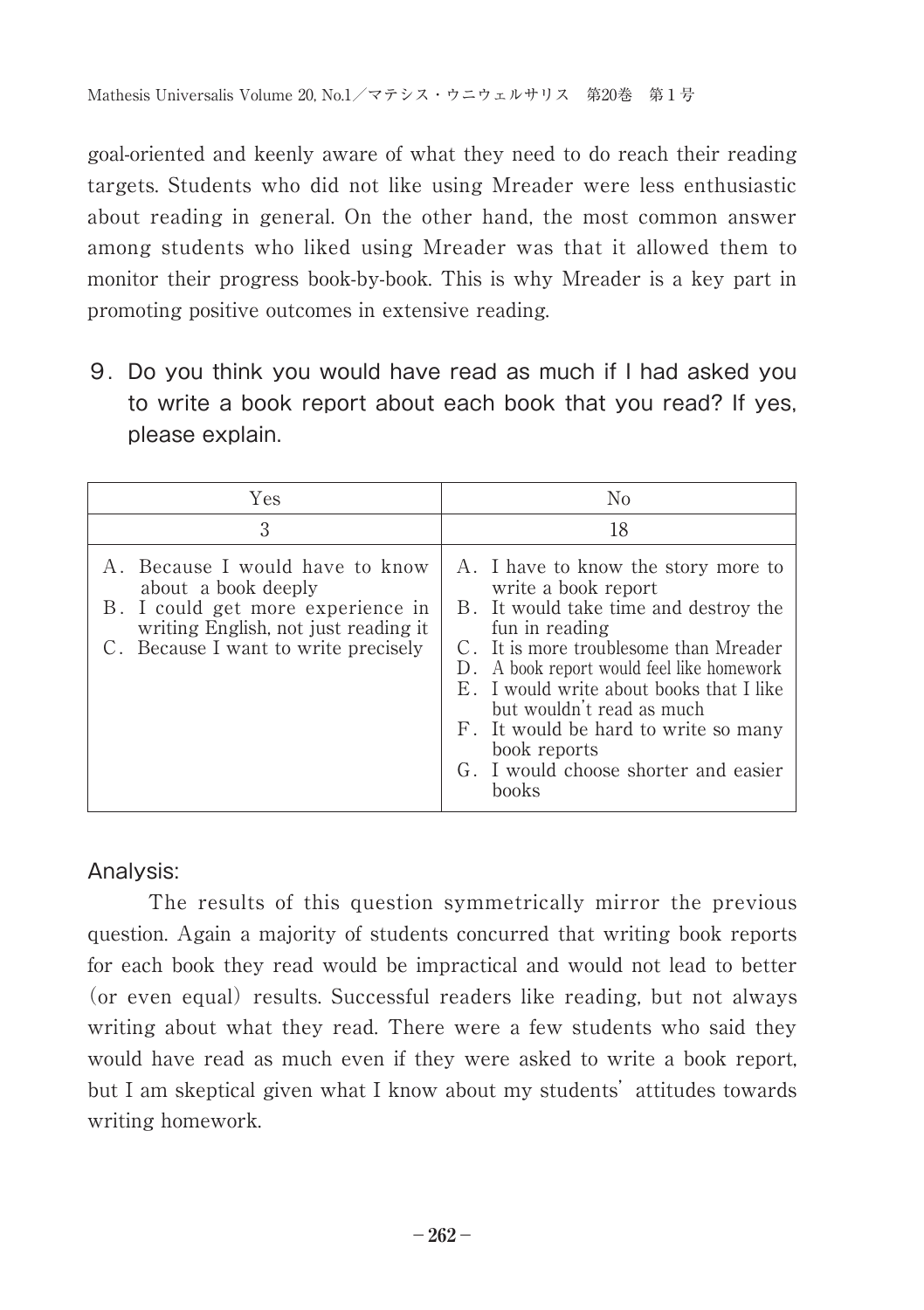goal-oriented and keenly aware of what they need to do reach their reading targets. Students who did not like using Mreader were less enthusiastic about reading in general. On the other hand, the most common answer among students who liked using Mreader was that it allowed them to monitor their progress book-by-book. This is why Mreader is a key part in promoting positive outcomes in extensive reading.

## 9. Do you think you would have read as much if I had asked you to write a book report about each book that you read? If yes, please explain.

| Yes | No |
|---|---|
| 3 | 18 |
| A. Because I would have to know about a book deeply<br>B. I could get more experience in writing English, not just reading it<br>C. Because I want to write precisely | A. I have to know the story more to write a book report<br>B. It would take time and destroy the fun in reading<br>C. It is more troublesome than Mreader<br>D. A book report would feel like homework<br>E. I would write about books that I like but wouldn't read as much<br>F. It would be hard to write so many book reports<br>G. I would choose shorter and easier books |

### Analysis:

The results of this question symmetrically mirror the previous question. Again a majority of students concurred that writing book reports for each book they read would be impractical and would not lead to better (or even equal) results. Successful readers like reading, but not always writing about what they read. There were a few students who said they would have read as much even if they were asked to write a book report, but I am skeptical given what I know about my students' attitudes towards writing homework.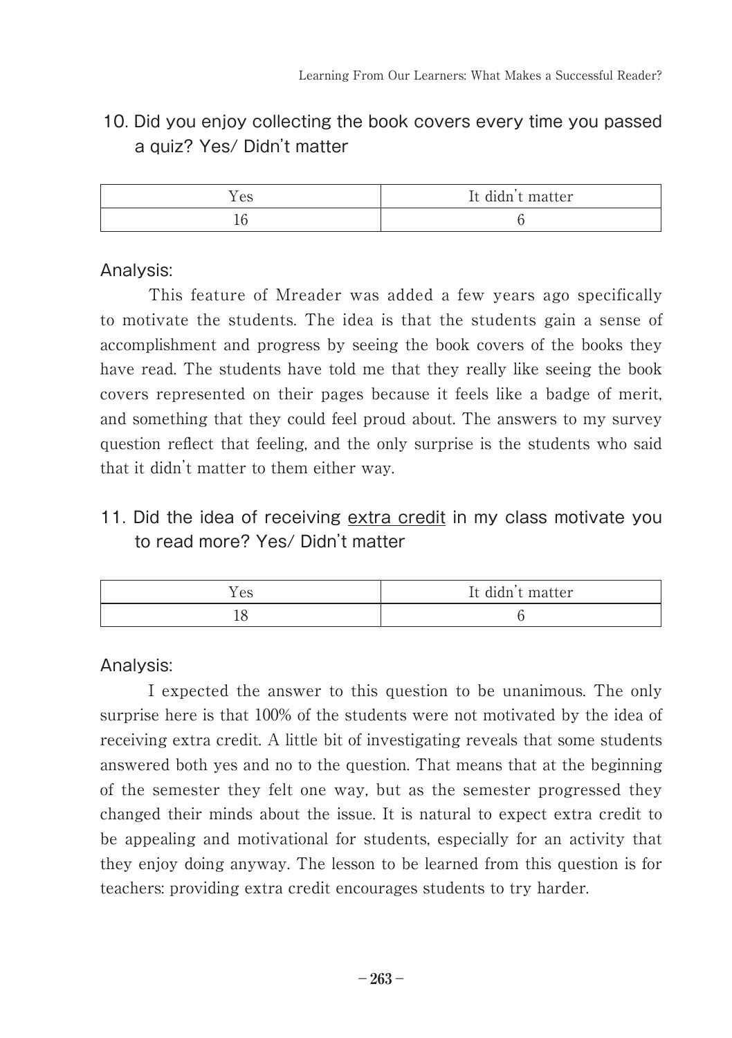## 10. Did you enjoy collecting the book covers every time you passed a quiz? Yes/ Didn't matter

| Yes | It didn't matter |
|---|---|
| 16 | 6 |

### Analysis:

This feature of Mreader was added a few years ago specifically to motivate the students. The idea is that the students gain a sense of accomplishment and progress by seeing the book covers of the books they have read. The students have told me that they really like seeing the book covers represented on their pages because it feels like a badge of merit, and something that they could feel proud about. The answers to my survey question reflect that feeling, and the only surprise is the students who said that it didn't matter to them either way.

## 11. Did the idea of receiving <u>extra credit</u> in my class motivate you to read more? Yes/ Didn't matter

| Yes | It didn't matter |
|---|---|
| 18 | 6 |

### Analysis:

I expected the answer to this question to be unanimous. The only surprise here is that 100% of the students were not motivated by the idea of receiving extra credit. A little bit of investigating reveals that some students answered both yes and no to the question. That means that at the beginning of the semester they felt one way, but as the semester progressed they changed their minds about the issue. It is natural to expect extra credit to be appealing and motivational for students, especially for an activity that they enjoy doing anyway. The lesson to be learned from this question is for teachers: providing extra credit encourages students to try harder.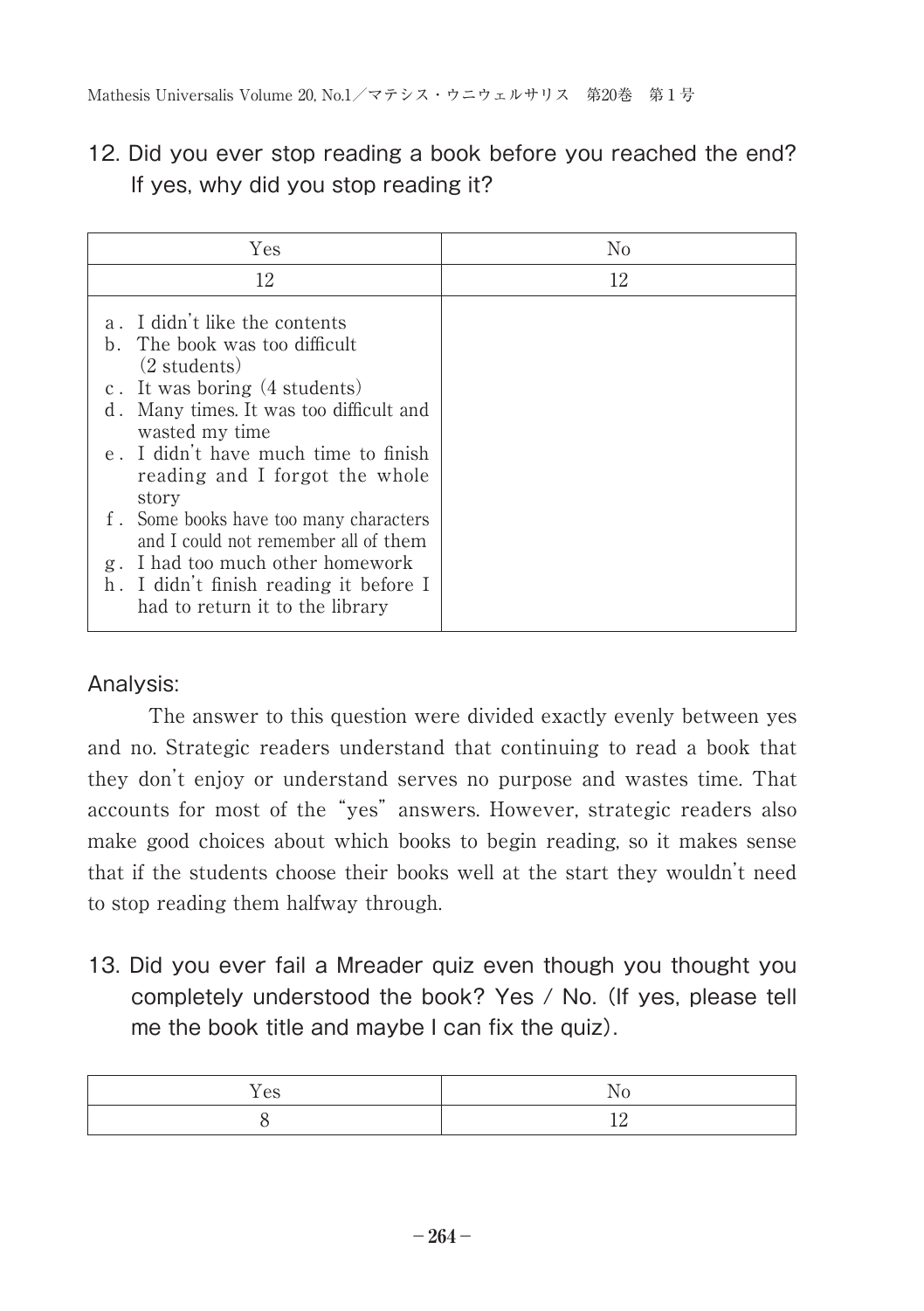## 12. Did you ever stop reading a book before you reached the end? If yes, why did you stop reading it?

| Yes | No |
|---|---|
| 12 | 12 |
| a. I didn't like the contents<br>b. The book was too difficult (2 students)<br>c. It was boring (4 students)<br>d. Many times. It was too difficult and wasted my time<br>e. I didn't have much time to finish reading and I forgot the whole story<br>f. Some books have too many characters and I could not remember all of them<br>g. I had too much other homework<br>h. I didn't finish reading it before I had to return it to the library | |

Analysis:

The answer to this question were divided exactly evenly between yes and no. Strategic readers understand that continuing to read a book that they don't enjoy or understand serves no purpose and wastes time. That accounts for most of the "yes" answers. However, strategic readers also make good choices about which books to begin reading, so it makes sense that if the students choose their books well at the start they wouldn't need to stop reading them halfway through.

## 13. Did you ever fail a Mreader quiz even though you thought you completely understood the book? Yes / No. (If yes, please tell me the book title and maybe I can fix the quiz).

| Yes | No |
|---|---|
| 8 | 12 |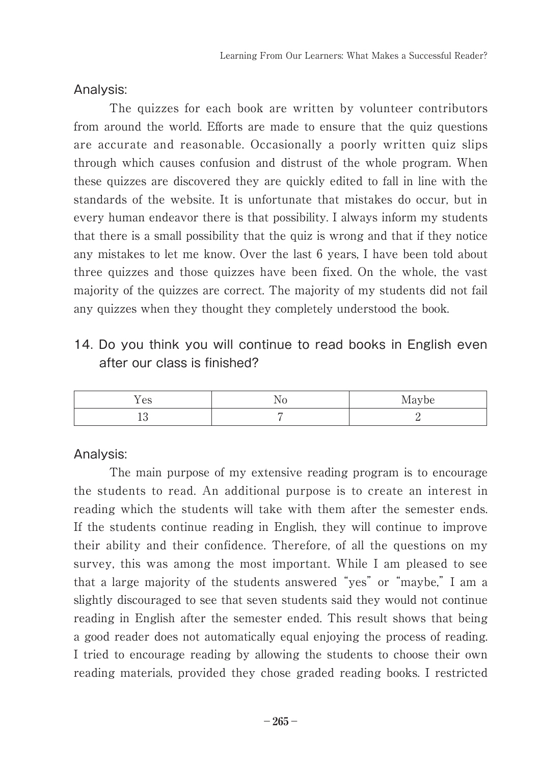Analysis:

The quizzes for each book are written by volunteer contributors from around the world. Efforts are made to ensure that the quiz questions are accurate and reasonable. Occasionally a poorly written quiz slips through which causes confusion and distrust of the whole program. When these quizzes are discovered they are quickly edited to fall in line with the standards of the website. It is unfortunate that mistakes do occur, but in every human endeavor there is that possibility. I always inform my students that there is a small possibility that the quiz is wrong and that if they notice any mistakes to let me know. Over the last 6 years, I have been told about three quizzes and those quizzes have been fixed. On the whole, the vast majority of the quizzes are correct. The majority of my students did not fail any quizzes when they thought they completely understood the book.

## 14. Do you think you will continue to read books in English even after our class is finished?

| Yes | No | Maybe |
|---|---|---|
| 13 | 7 | 2 |

Analysis:

The main purpose of my extensive reading program is to encourage the students to read. An additional purpose is to create an interest in reading which the students will take with them after the semester ends. If the students continue reading in English, they will continue to improve their ability and their confidence. Therefore, of all the questions on my survey, this was among the most important. While I am pleased to see that a large majority of the students answered "yes" or "maybe," I am a slightly discouraged to see that seven students said they would not continue reading in English after the semester ended. This result shows that being a good reader does not automatically equal enjoying the process of reading. I tried to encourage reading by allowing the students to choose their own reading materials, provided they chose graded reading books. I restricted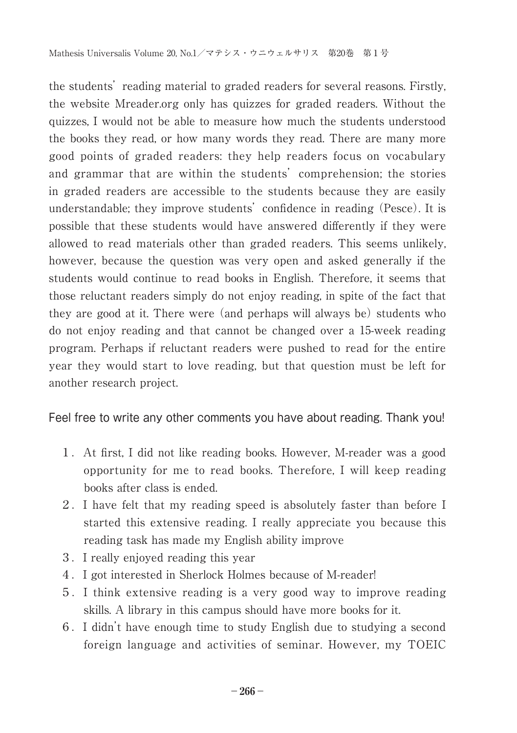the students' reading material to graded readers for several reasons. Firstly, the website Mreader.org only has quizzes for graded readers. Without the quizzes, I would not be able to measure how much the students understood the books they read, or how many words they read. There are many more good points of graded readers: they help readers focus on vocabulary and grammar that are within the students' comprehension; the stories in graded readers are accessible to the students because they are easily understandable; they improve students' confidence in reading (Pesce). It is possible that these students would have answered differently if they were allowed to read materials other than graded readers. This seems unlikely, however, because the question was very open and asked generally if the students would continue to read books in English. Therefore, it seems that those reluctant readers simply do not enjoy reading, in spite of the fact that they are good at it. There were (and perhaps will always be) students who do not enjoy reading and that cannot be changed over a 15-week reading program. Perhaps if reluctant readers were pushed to read for the entire year they would start to love reading, but that question must be left for another research project.

**Feel free to write any other comments you have about reading. Thank you!**

1. At first, I did not like reading books. However, M-reader was a good opportunity for me to read books. Therefore, I will keep reading books after class is ended.
2. I have felt that my reading speed is absolutely faster than before I started this extensive reading. I really appreciate you because this reading task has made my English ability improve
3. I really enjoyed reading this year
4. I got interested in Sherlock Holmes because of M-reader!
5. I think extensive reading is a very good way to improve reading skills. A library in this campus should have more books for it.
6. I didn't have enough time to study English due to studying a second foreign language and activities of seminar. However, my TOEIC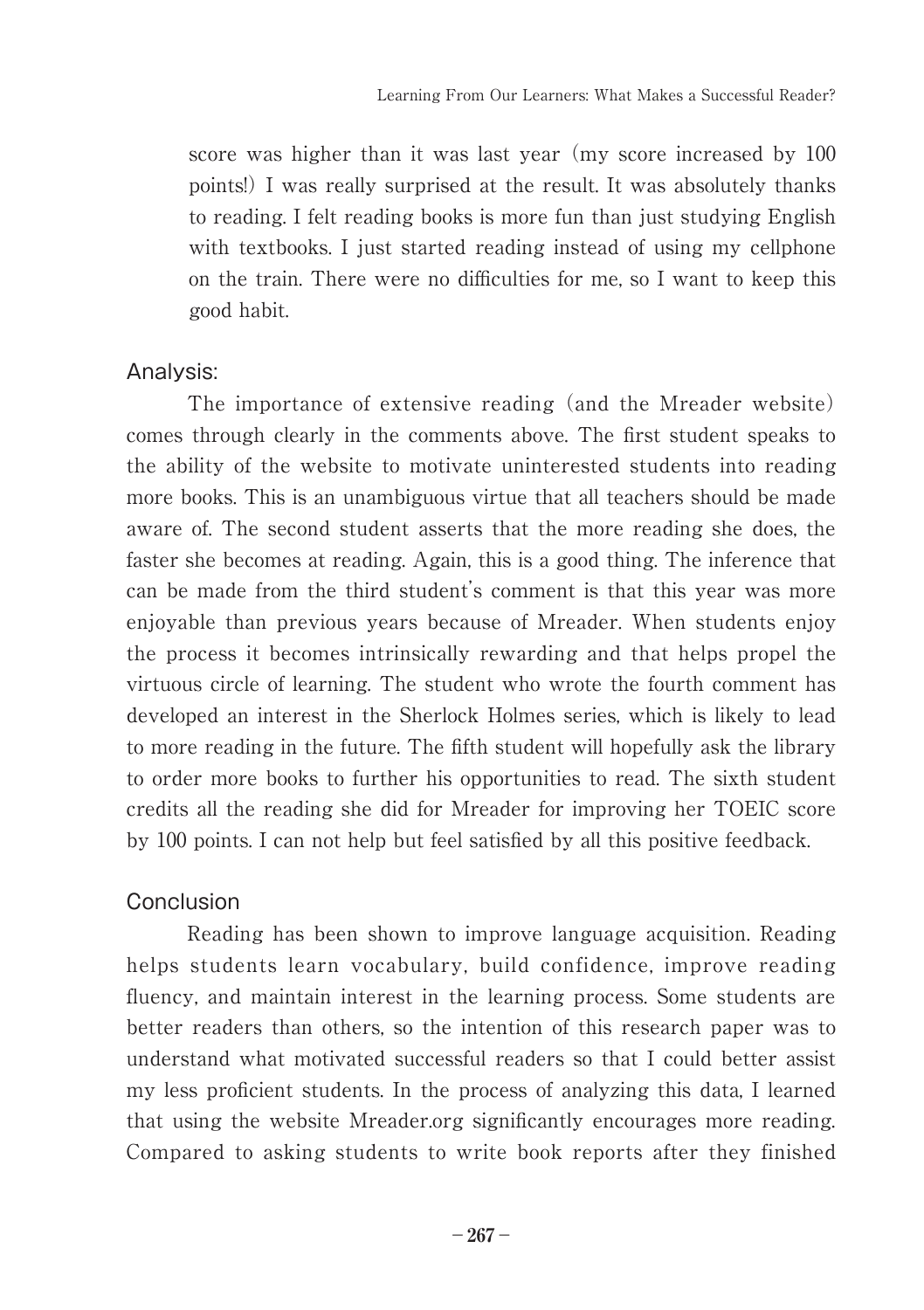score was higher than it was last year (my score increased by 100 points!) I was really surprised at the result. It was absolutely thanks to reading. I felt reading books is more fun than just studying English with textbooks. I just started reading instead of using my cellphone on the train. There were no difficulties for me, so I want to keep this good habit.

## Analysis:

The importance of extensive reading (and the Mreader website) comes through clearly in the comments above. The first student speaks to the ability of the website to motivate uninterested students into reading more books. This is an unambiguous virtue that all teachers should be made aware of. The second student asserts that the more reading she does, the faster she becomes at reading. Again, this is a good thing. The inference that can be made from the third student's comment is that this year was more enjoyable than previous years because of Mreader. When students enjoy the process it becomes intrinsically rewarding and that helps propel the virtuous circle of learning. The student who wrote the fourth comment has developed an interest in the Sherlock Holmes series, which is likely to lead to more reading in the future. The fifth student will hopefully ask the library to order more books to further his opportunities to read. The sixth student credits all the reading she did for Mreader for improving her TOEIC score by 100 points. I can not help but feel satisfied by all this positive feedback.

## Conclusion

Reading has been shown to improve language acquisition. Reading helps students learn vocabulary, build confidence, improve reading fluency, and maintain interest in the learning process. Some students are better readers than others, so the intention of this research paper was to understand what motivated successful readers so that I could better assist my less proficient students. In the process of analyzing this data, I learned that using the website Mreader.org significantly encourages more reading. Compared to asking students to write book reports after they finished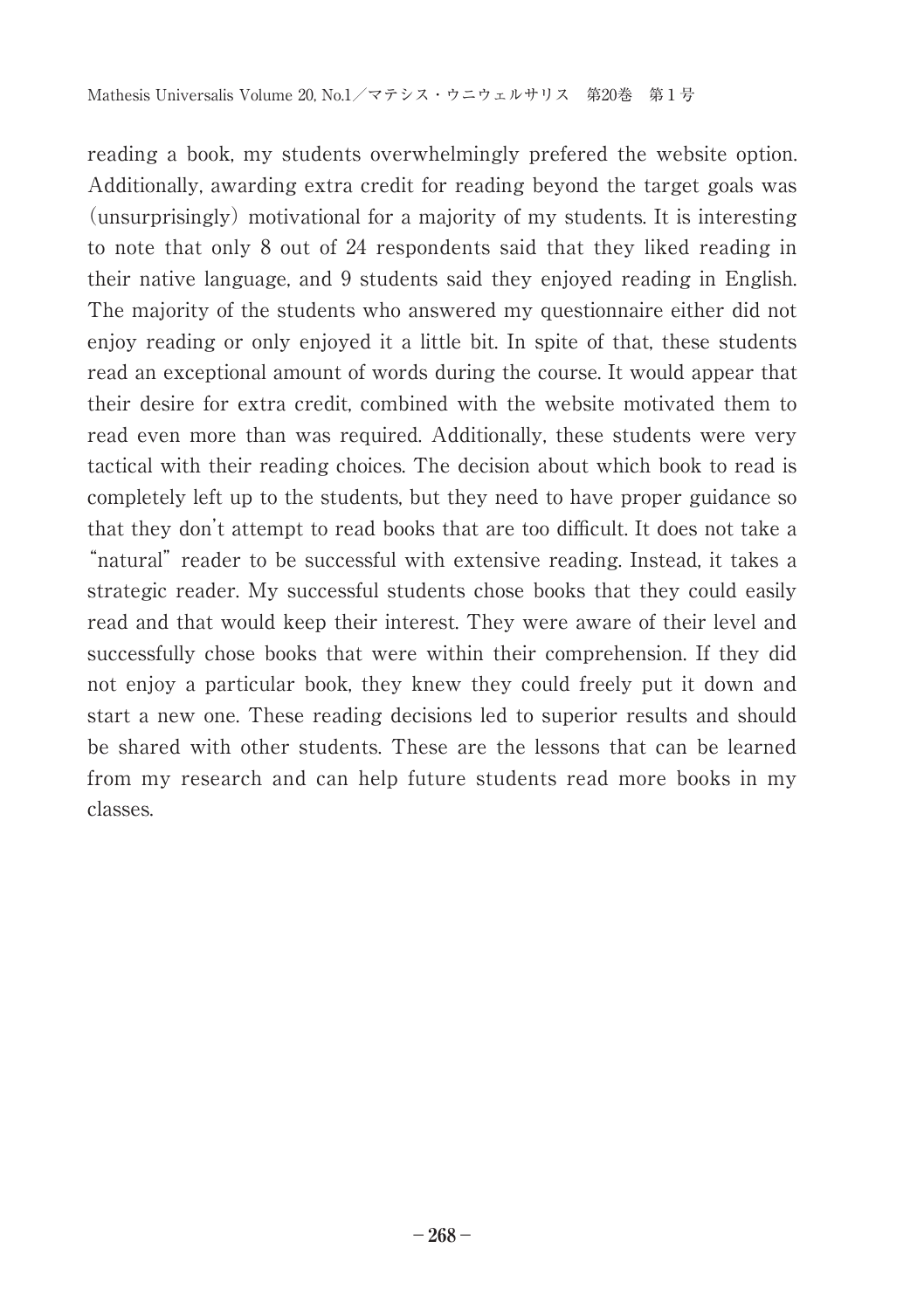reading a book, my students overwhelmingly prefered the website option. Additionally, awarding extra credit for reading beyond the target goals was (unsurprisingly) motivational for a majority of my students. It is interesting to note that only 8 out of 24 respondents said that they liked reading in their native language, and 9 students said they enjoyed reading in English. The majority of the students who answered my questionnaire either did not enjoy reading or only enjoyed it a little bit. In spite of that, these students read an exceptional amount of words during the course. It would appear that their desire for extra credit, combined with the website motivated them to read even more than was required. Additionally, these students were very tactical with their reading choices. The decision about which book to read is completely left up to the students, but they need to have proper guidance so that they don't attempt to read books that are too difficult. It does not take a "natural" reader to be successful with extensive reading. Instead, it takes a strategic reader. My successful students chose books that they could easily read and that would keep their interest. They were aware of their level and successfully chose books that were within their comprehension. If they did not enjoy a particular book, they knew they could freely put it down and start a new one. These reading decisions led to superior results and should be shared with other students. These are the lessons that can be learned from my research and can help future students read more books in my classes.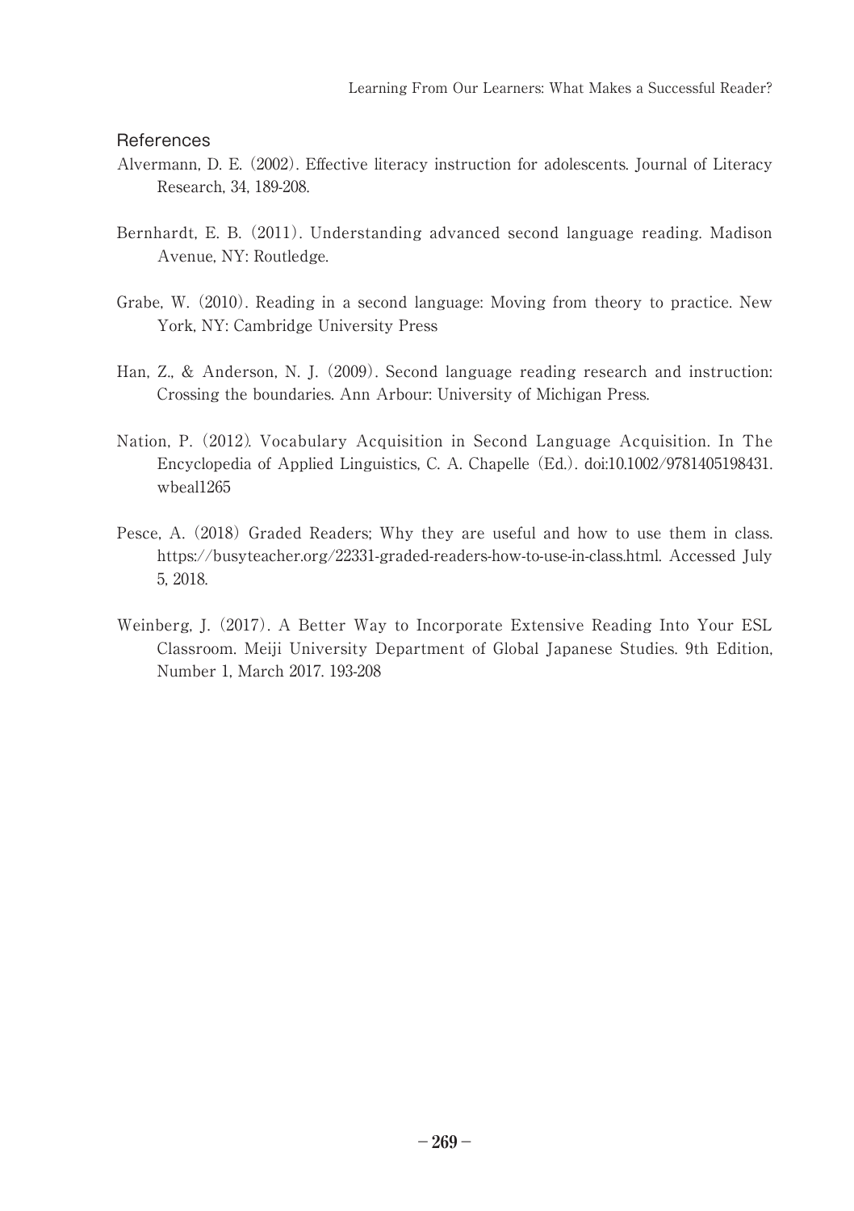## References

Alvermann, D. E. (2002). Effective literacy instruction for adolescents. Journal of Literacy Research, 34, 189-208.

Bernhardt, E. B. (2011). Understanding advanced second language reading. Madison Avenue, NY: Routledge.

Grabe, W. (2010). Reading in a second language: Moving from theory to practice. New York, NY: Cambridge University Press

Han, Z., & Anderson, N. J. (2009). Second language reading research and instruction: Crossing the boundaries. Ann Arbour: University of Michigan Press.

Nation, P. (2012). Vocabulary Acquisition in Second Language Acquisition. In The Encyclopedia of Applied Linguistics, C. A. Chapelle (Ed.). doi:10.1002/9781405198431.wbeal1265

Pesce, A. (2018) Graded Readers; Why they are useful and how to use them in class. https://busyteacher.org/22331-graded-readers-how-to-use-in-class.html. Accessed July 5, 2018.

Weinberg, J. (2017). A Better Way to Incorporate Extensive Reading Into Your ESL Classroom. Meiji University Department of Global Japanese Studies. 9th Edition, Number 1, March 2017. 193-208